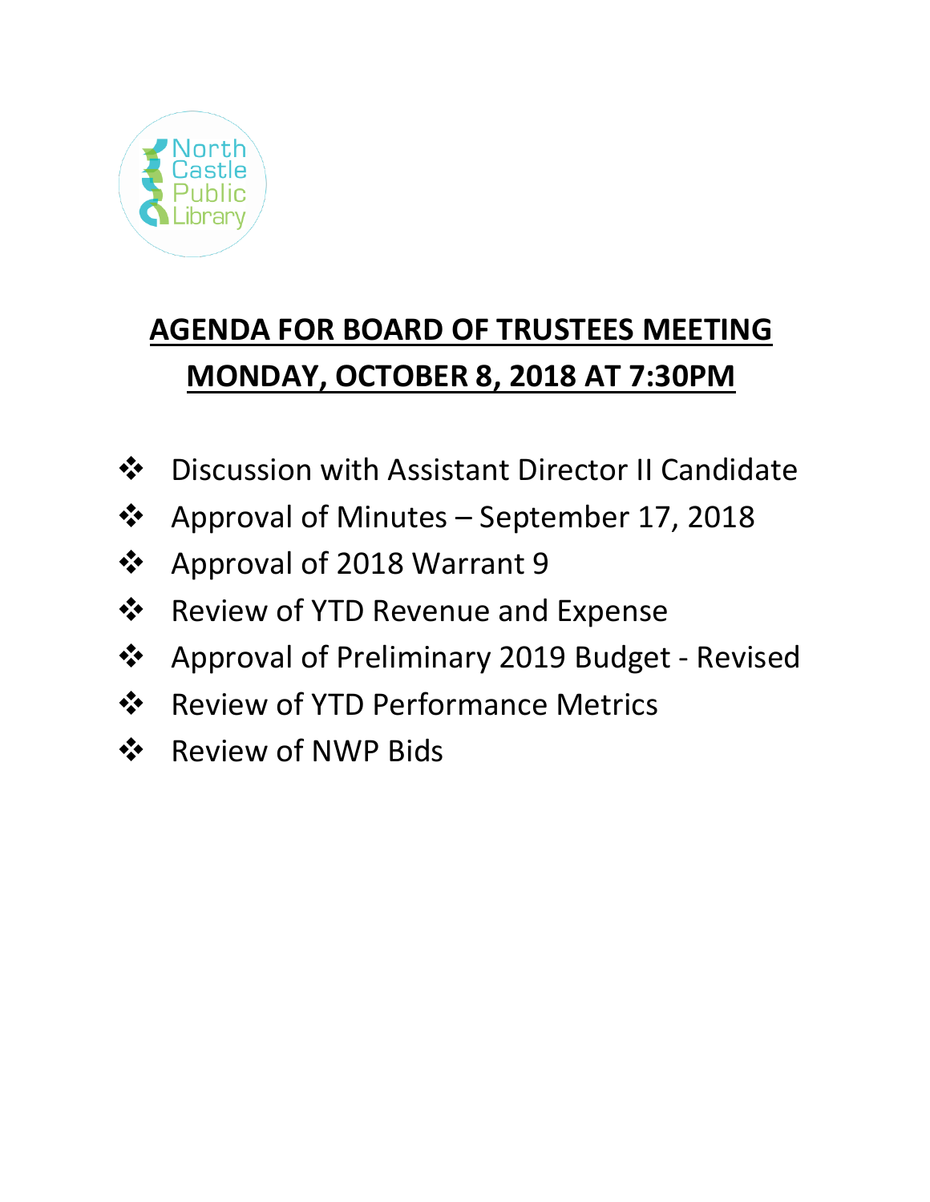North Castle Public Library

# AGENDA FOR BOARD OF TRUSTEES MEETING
# MONDAY, OCTOBER 8, 2018 AT 7:30PM

- Discussion with Assistant Director II Candidate
- Approval of Minutes – September 17, 2018
- Approval of 2018 Warrant 9
- Review of YTD Revenue and Expense
- Approval of Preliminary 2019 Budget - Revised
- Review of YTD Performance Metrics
- Review of NWP Bids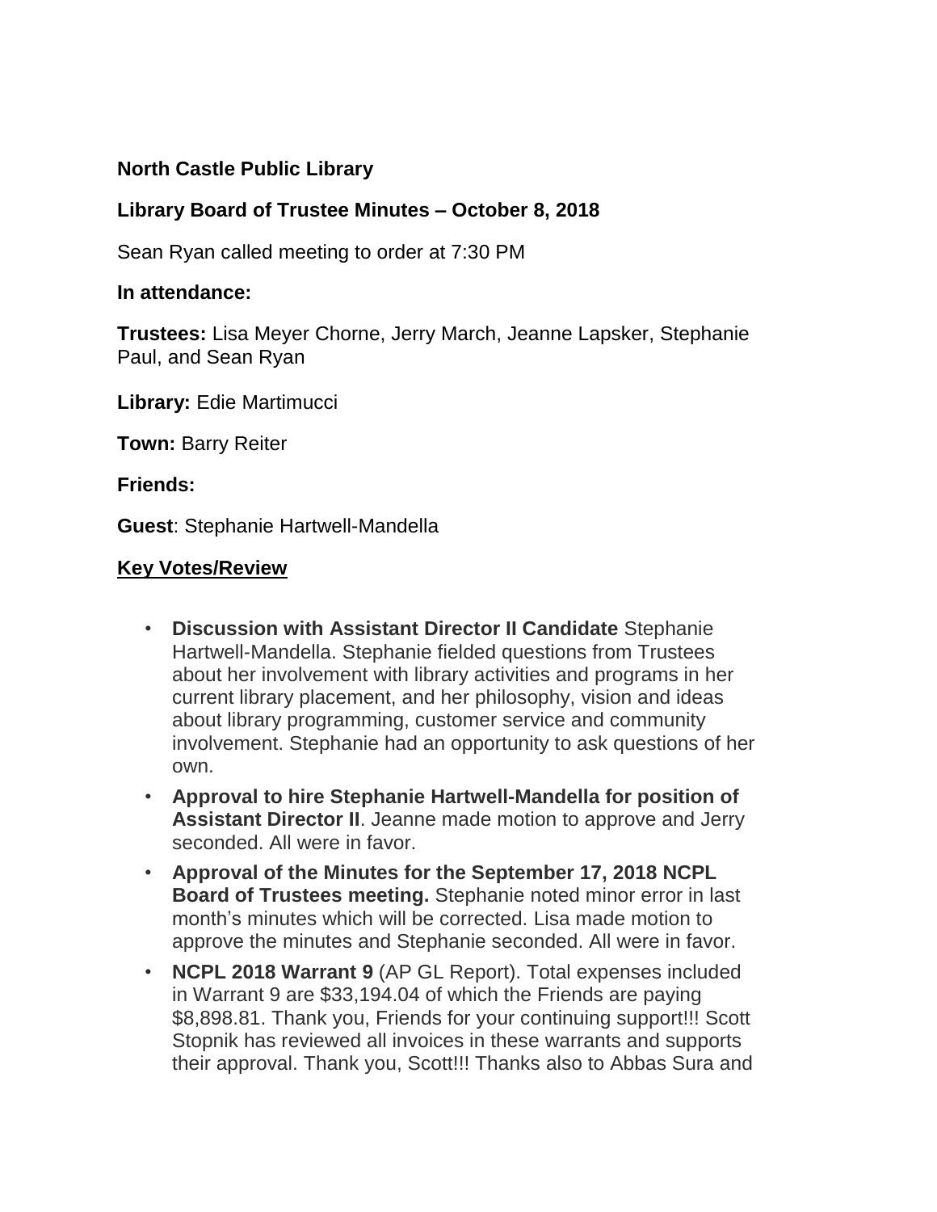**North Castle Public Library**

**Library Board of Trustee Minutes – October 8, 2018**

Sean Ryan called meeting to order at 7:30 PM

**In attendance:**

**Trustees:** Lisa Meyer Chorne, Jerry March, Jeanne Lapsker, Stephanie Paul, and Sean Ryan

**Library:** Edie Martimucci

**Town:** Barry Reiter

**Friends:**

**Guest**: Stephanie Hartwell-Mandella

**Key Votes/Review**

- **Discussion with Assistant Director II Candidate** Stephanie Hartwell-Mandella. Stephanie fielded questions from Trustees about her involvement with library activities and programs in her current library placement, and her philosophy, vision and ideas about library programming, customer service and community involvement. Stephanie had an opportunity to ask questions of her own.
- **Approval to hire Stephanie Hartwell-Mandella for position of Assistant Director II**. Jeanne made motion to approve and Jerry seconded. All were in favor.
- **Approval of the Minutes for the September 17, 2018 NCPL Board of Trustees meeting.** Stephanie noted minor error in last month's minutes which will be corrected. Lisa made motion to approve the minutes and Stephanie seconded. All were in favor.
- **NCPL 2018 Warrant 9** (AP GL Report). Total expenses included in Warrant 9 are $33,194.04 of which the Friends are paying $8,898.81. Thank you, Friends for your continuing support!!! Scott Stopnik has reviewed all invoices in these warrants and supports their approval. Thank you, Scott!!! Thanks also to Abbas Sura and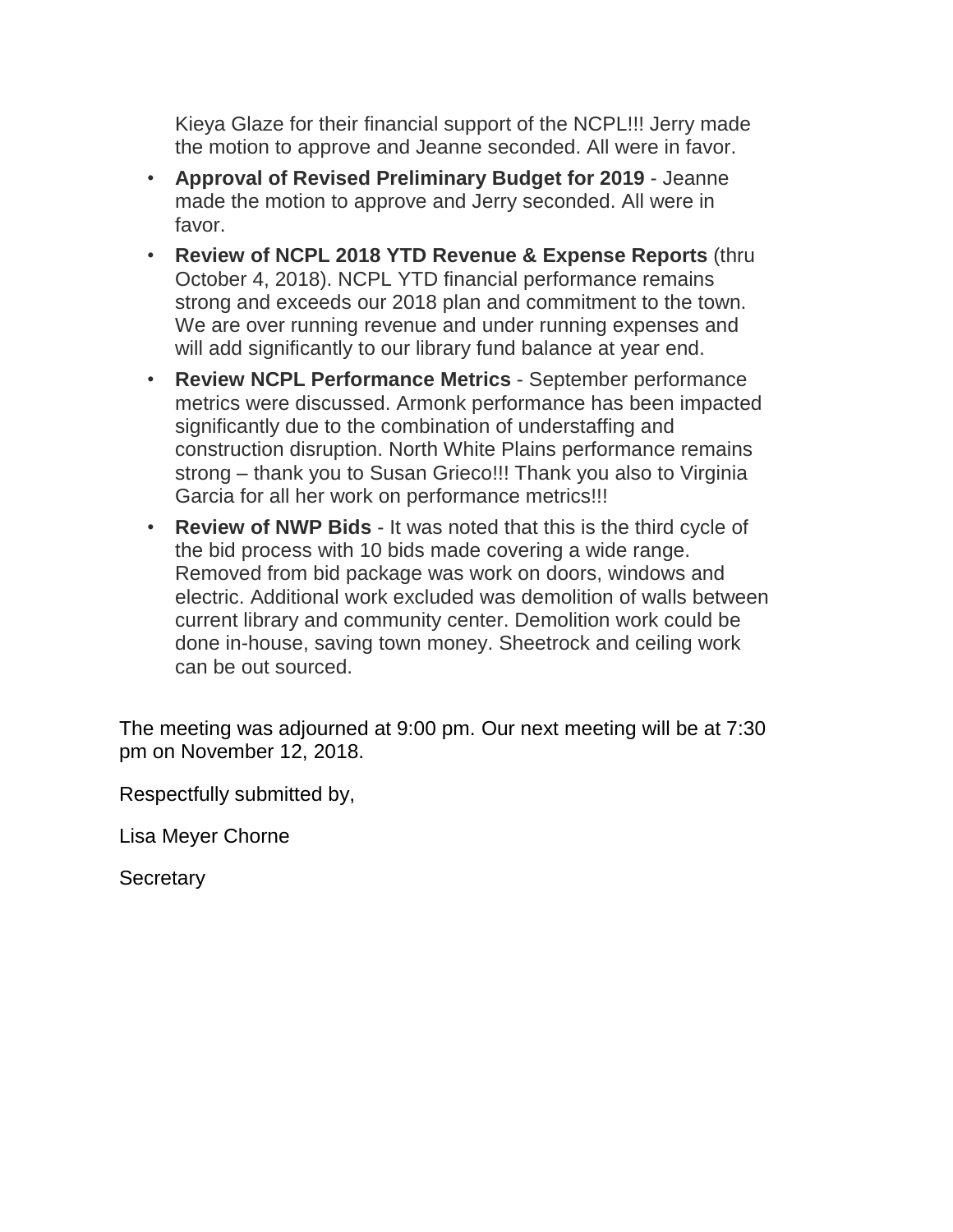Kieya Glaze for their financial support of the NCPL!!! Jerry made the motion to approve and Jeanne seconded. All were in favor.

- **Approval of Revised Preliminary Budget for 2019** - Jeanne made the motion to approve and Jerry seconded. All were in favor.
- **Review of NCPL 2018 YTD Revenue & Expense Reports** (thru October 4, 2018). NCPL YTD financial performance remains strong and exceeds our 2018 plan and commitment to the town. We are over running revenue and under running expenses and will add significantly to our library fund balance at year end.
- **Review NCPL Performance Metrics** - September performance metrics were discussed. Armonk performance has been impacted significantly due to the combination of understaffing and construction disruption. North White Plains performance remains strong – thank you to Susan Grieco!!! Thank you also to Virginia Garcia for all her work on performance metrics!!!
- **Review of NWP Bids** - It was noted that this is the third cycle of the bid process with 10 bids made covering a wide range. Removed from bid package was work on doors, windows and electric. Additional work excluded was demolition of walls between current library and community center. Demolition work could be done in-house, saving town money. Sheetrock and ceiling work can be out sourced.

The meeting was adjourned at 9:00 pm. Our next meeting will be at 7:30 pm on November 12, 2018.

Respectfully submitted by,

Lisa Meyer Chorne

Secretary